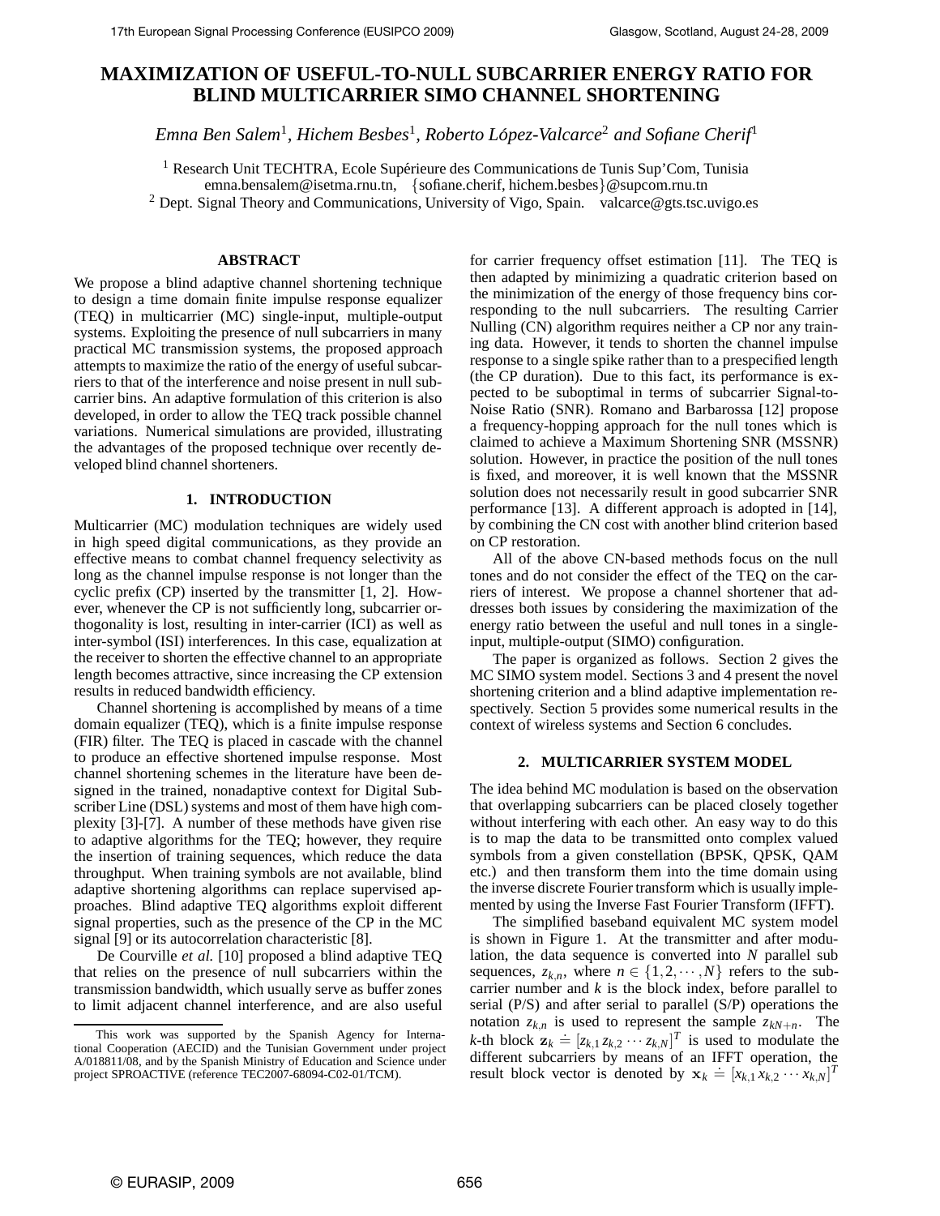# MAXIMIZATION OF USEFUL-TO-NULL SUBCARRIER ENERGY RATIO FOR BLIND MULTICARRIER SIMO CHANNEL SHORTENING

*Emna Ben Salem*[1], *Hichem Besbes*[1], *Roberto López-Valcarce*[2] *and Sofiane Cherif*[1]

[1] Research Unit TECHTRA, Ecole Supérieure des Communications de Tunis Sup'Com, Tunisia
emna.bensalem@isetma.rnu.tn, {sofiane.cherif, hichem.besbes}@supcom.rnu.tn
[2] Dept. Signal Theory and Communications, University of Vigo, Spain. valcarce@gts.tsc.uvigo.es

## ABSTRACT

We propose a blind adaptive channel shortening technique to design a time domain finite impulse response equalizer (TEQ) in multicarrier (MC) single-input, multiple-output systems. Exploiting the presence of null subcarriers in many practical MC transmission systems, the proposed approach attempts to maximize the ratio of the energy of useful subcarriers to that of the interference and noise present in null subcarrier bins. An adaptive formulation of this criterion is also developed, in order to allow the TEQ track possible channel variations. Numerical simulations are provided, illustrating the advantages of the proposed technique over recently developed blind channel shorteners.

## 1. INTRODUCTION

Multicarrier (MC) modulation techniques are widely used in high speed digital communications, as they provide an effective means to combat channel frequency selectivity as long as the channel impulse response is not longer than the cyclic prefix (CP) inserted by the transmitter [1, 2]. However, whenever the CP is not sufficiently long, subcarrier orthogonality is lost, resulting in inter-carrier (ICI) as well as inter-symbol (ISI) interferences. In this case, equalization at the receiver to shorten the effective channel to an appropriate length becomes attractive, since increasing the CP extension results in reduced bandwidth efficiency.

Channel shortening is accomplished by means of a time domain equalizer (TEQ), which is a finite impulse response (FIR) filter. The TEQ is placed in cascade with the channel to produce an effective shortened impulse response. Most channel shortening schemes in the literature have been designed in the trained, nonadaptive context for Digital Subscriber Line (DSL) systems and most of them have high complexity [3]-[7]. A number of these methods have given rise to adaptive algorithms for the TEQ; however, they require the insertion of training sequences, which reduce the data throughput. When training symbols are not available, blind adaptive shortening algorithms can replace supervised approaches. Blind adaptive TEQ algorithms exploit different signal properties, such as the presence of the CP in the MC signal [9] or its autocorrelation characteristic [8].

De Courville *et al.* [10] proposed a blind adaptive TEQ that relies on the presence of null subcarriers within the transmission bandwidth, which usually serve as buffer zones to limit adjacent channel interference, and are also useful for carrier frequency offset estimation [11]. The TEQ is then adapted by minimizing a quadratic criterion based on the minimization of the energy of those frequency bins corresponding to the null subcarriers. The resulting Carrier Nulling (CN) algorithm requires neither a CP nor any training data. However, it tends to shorten the channel impulse response to a single spike rather than to a prespecified length (the CP duration). Due to this fact, its performance is expected to be suboptimal in terms of subcarrier Signal-to-Noise Ratio (SNR). Romano and Barbarossa [12] propose a frequency-hopping approach for the null tones which is claimed to achieve a Maximum Shortening SNR (MSSNR) solution. However, in practice the position of the null tones is fixed, and moreover, it is well known that the MSSNR solution does not necessarily result in good subcarrier SNR performance [13]. A different approach is adopted in [14], by combining the CN cost with another blind criterion based on CP restoration.

All of the above CN-based methods focus on the null tones and do not consider the effect of the TEQ on the carriers of interest. We propose a channel shortener that addresses both issues by considering the maximization of the energy ratio between the useful and null tones in a single-input, multiple-output (SIMO) configuration.

The paper is organized as follows. Section 2 gives the MC SIMO system model. Sections 3 and 4 present the novel shortening criterion and a blind adaptive implementation respectively. Section 5 provides some numerical results in the context of wireless systems and Section 6 concludes.

## 2. MULTICARRIER SYSTEM MODEL

The idea behind MC modulation is based on the observation that overlapping subcarriers can be placed closely together without interfering with each other. An easy way to do this is to map the data to be transmitted onto complex valued symbols from a given constellation (BPSK, QPSK, QAM etc.) and then transform them into the time domain using the inverse discrete Fourier transform which is usually implemented by using the Inverse Fast Fourier Transform (IFFT).

The simplified baseband equivalent MC system model is shown in Figure 1. At the transmitter and after modulation, the data sequence is converted into $N$ parallel sub sequences, $z_{k,n}$, where $n \in \{1, 2, \cdots, N\}$ refers to the subcarrier number and $k$ is the block index, before parallel to serial (P/S) and after serial to parallel (S/P) operations the notation $z_{k,n}$ is used to represent the sample $z_{kN+n}$. The $k$-th block $\mathbf{z}_k \doteq [z_{k,1}\, z_{k,2} \cdots z_{k,N}]^T$ is used to modulate the different subcarriers by means of an IFFT operation, the result block vector is denoted by $\mathbf{x}_k \doteq [x_{k,1}\, x_{k,2} \cdots x_{k,N}]^T$

---

This work was supported by the Spanish Agency for International Cooperation (AECID) and the Tunisian Government under project A/018811/08, and by the Spanish Ministry of Education and Science under project SPROACTIVE (reference TEC2007-68094-C02-01/TCM).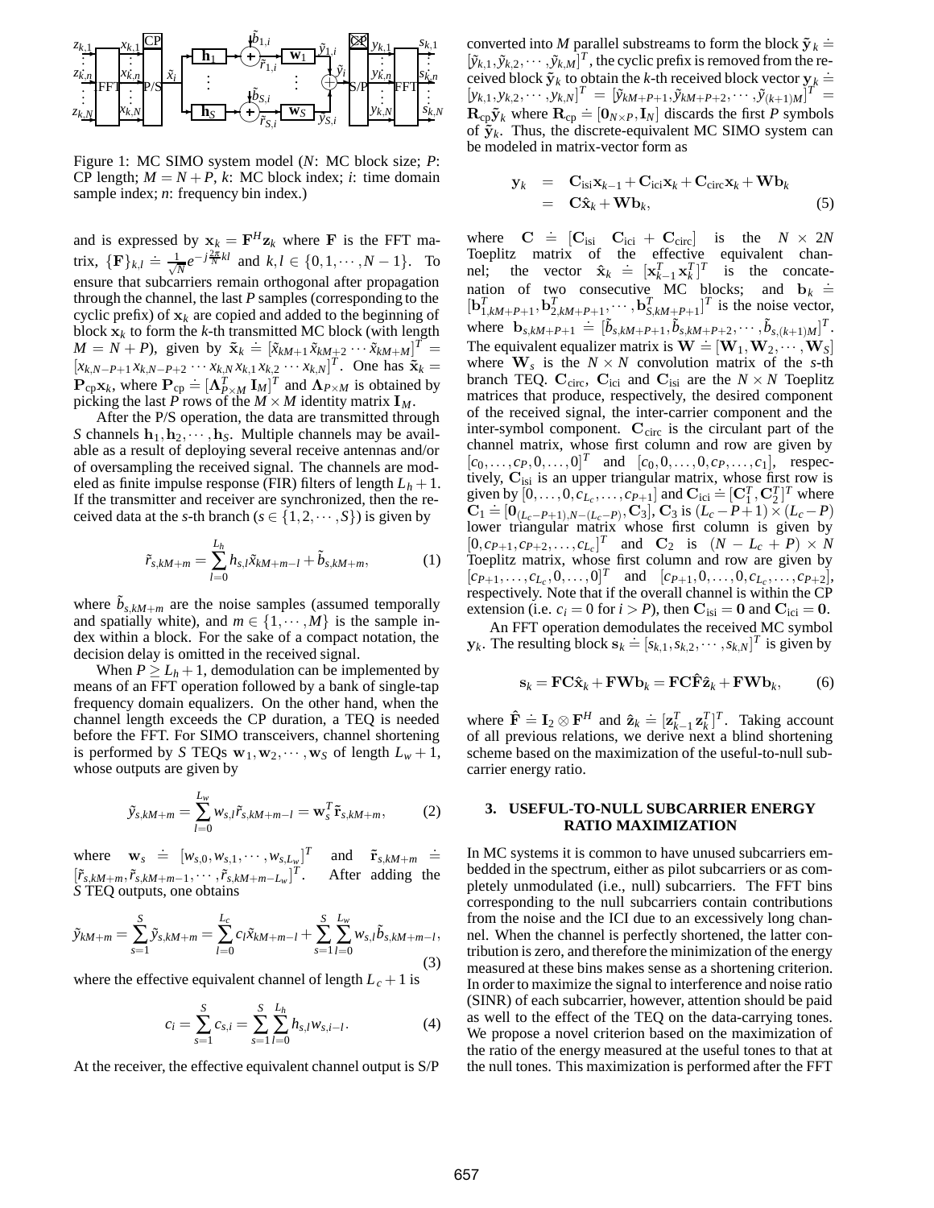Figure 1: MC SIMO system model ($N$: MC block size; $P$: CP length; $M = N+P$, $k$: MC block index; $i$: time domain sample index; $n$: frequency bin index.)

and is expressed by $\mathbf{x}_k = \mathbf{F}^H \mathbf{z}_k$ where $\mathbf{F}$ is the FFT matrix, $\{\mathbf{F}\}_{k,l} \doteq \frac{1}{\sqrt{N}} e^{-j\frac{2\pi}{N}kl}$ and $k,l \in \{0,1,\cdots,N-1\}$. To ensure that subcarriers remain orthogonal after propagation through the channel, the last $P$ samples (corresponding to the cyclic prefix) of $\mathbf{x}_k$ are copied and added to the beginning of block $\mathbf{x}_k$ to form the $k$-th transmitted MC block (with length $M = N+P$), given by $\tilde{\mathbf{x}}_k \doteq [\tilde{x}_{kM+1}\, \tilde{x}_{kM+2} \cdots \tilde{x}_{kM+M}]^T = [x_{k,N-P+1}\, x_{k,N-P+2} \cdots x_{k,N}\, x_{k,1}\, x_{k,2} \cdots x_{k,N}]^T$. One has $\tilde{\mathbf{x}}_k = \mathbf{P}_{\text{cp}} \mathbf{x}_k$, where $\mathbf{P}_{\text{cp}} \doteq [\mathbf{\Lambda}_{P\times M}^T\, \mathbf{I}_M]^T$ and $\mathbf{\Lambda}_{P\times M}$ is obtained by picking the last $P$ rows of the $M\times M$ identity matrix $\mathbf{I}_M$.

After the P/S operation, the data are transmitted through $S$ channels $\mathbf{h}_1, \mathbf{h}_2, \cdots, \mathbf{h}_S$. Multiple channels may be available as a result of deploying several receive antennas and/or of oversampling the received signal. The channels are modeled as finite impulse response (FIR) filters of length $L_h+1$. If the transmitter and receiver are synchronized, then the received data at the $s$-th branch ($s \in \{1,2,\cdots,S\}$) is given by

$$\tilde{r}_{s,kM+m} = \sum_{l=0}^{L_h} h_{s,l} \tilde{x}_{kM+m-l} + \tilde{b}_{s,kM+m}, \quad (1)$$

where $\tilde{b}_{s,kM+m}$ are the noise samples (assumed temporally and spatially white), and $m \in \{1,\cdots,M\}$ is the sample index within a block. For the sake of a compact notation, the decision delay is omitted in the received signal.

When $P \geq L_h+1$, demodulation can be implemented by means of an FFT operation followed by a bank of single-tap frequency domain equalizers. On the other hand, when the channel length exceeds the CP duration, a TEQ is needed before the FFT. For SIMO transceivers, channel shortening is performed by $S$ TEQs $\mathbf{w}_1, \mathbf{w}_2, \cdots, \mathbf{w}_S$ of length $L_w+1$, whose outputs are given by

$$\tilde{y}_{s,kM+m} = \sum_{l=0}^{L_w} w_{s,l} \tilde{r}_{s,kM+m-l} = \mathbf{w}_s^T \tilde{\mathbf{r}}_{s,kM+m}, \quad (2)$$

where $\mathbf{w}_s \doteq [w_{s,0}, w_{s,1}, \cdots, w_{s,L_w}]^T$ and $\tilde{\mathbf{r}}_{s,kM+m} \doteq [\tilde{r}_{s,kM+m}, \tilde{r}_{s,kM+m-1}, \cdots, \tilde{r}_{s,kM+m-L_w}]^T$. After adding the $S$ TEQ outputs, one obtains

$$\tilde{y}_{kM+m} = \sum_{s=1}^{S} \tilde{y}_{s,kM+m} = \sum_{l=0}^{L_c} c_l \tilde{x}_{kM+m-l} + \sum_{s=1}^{S}\sum_{l=0}^{L_w} w_{s,l} \tilde{b}_{s,kM+m-l}, \quad (3)$$

where the effective equivalent channel of length $L_c+1$ is

$$c_i = \sum_{s=1}^{S} c_{s,i} = \sum_{s=1}^{S}\sum_{l=0}^{L_h} h_{s,l} w_{s,i-l}. \quad (4)$$

At the receiver, the effective equivalent channel output is S/P converted into $M$ parallel substreams to form the block $\tilde{\mathbf{y}}_k \doteq [\tilde{y}_{k,1}, \tilde{y}_{k,2}, \cdots, \tilde{y}_{k,M}]^T$, the cyclic prefix is removed from the received block $\tilde{\mathbf{y}}_k$ to obtain the $k$-th received block vector $\mathbf{y}_k \doteq [y_{k,1}, y_{k,2}, \cdots, y_{k,N}]^T = [\tilde{y}_{kM+P+1}, \tilde{y}_{kM+P+2}, \cdots, \tilde{y}_{(k+1)M}]^T = \mathbf{R}_{\text{cp}} \tilde{\mathbf{y}}_k$ where $\mathbf{R}_{\text{cp}} \doteq [\mathbf{0}_{N\times P}, \mathbf{I}_N]$ discards the first $P$ symbols of $\tilde{\mathbf{y}}_k$. Thus, the discrete-equivalent MC SIMO system can be modeled in matrix-vector form as

$$\begin{aligned} \mathbf{y}_k &= \mathbf{C}_{\text{isi}} \mathbf{x}_{k-1} + \mathbf{C}_{\text{ici}} \mathbf{x}_k + \mathbf{C}_{\text{circ}} \mathbf{x}_k + \mathbf{W}\mathbf{b}_k \\ &= \mathbf{C}\hat{\mathbf{x}}_k + \mathbf{W}\mathbf{b}_k, \end{aligned} \quad (5)$$

where $\mathbf{C} \doteq [\mathbf{C}_{\text{isi}}\ \ \mathbf{C}_{\text{ici}} + \mathbf{C}_{\text{circ}}]$ is the $N\times 2N$ Toeplitz matrix of the effective equivalent channel; the vector $\hat{\mathbf{x}}_k \doteq [\mathbf{x}_{k-1}^T\, \mathbf{x}_k^T]^T$ is the concatenation of two consecutive MC blocks; and $\mathbf{b}_k \doteq [\mathbf{b}_{1,kM+P+1}^T, \mathbf{b}_{2,kM+P+1}^T, \cdots, \mathbf{b}_{S,kM+P+1}^T]^T$ is the noise vector, where $\mathbf{b}_{s,kM+P+1} \doteq [\tilde{b}_{s,kM+P+1}, \tilde{b}_{s,kM+P+2}, \cdots, \tilde{b}_{s,(k+1)M}]^T$. The equivalent equalizer matrix is $\mathbf{W} \doteq [\mathbf{W}_1, \mathbf{W}_2, \cdots, \mathbf{W}_S]$ where $\mathbf{W}_s$ is the $N\times N$ convolution matrix of the $s$-th branch TEQ. $\mathbf{C}_{\text{circ}}$, $\mathbf{C}_{\text{ici}}$ and $\mathbf{C}_{\text{isi}}$ are the $N\times N$ Toeplitz matrices that produce, respectively, the desired component of the received signal, the inter-carrier component and the inter-symbol component. $\mathbf{C}_{\text{circ}}$ is the circulant part of the channel matrix, whose first column and row are given by $[c_0, \ldots, c_P, 0, \ldots, 0]^T$ and $[c_0, 0, \ldots, 0, c_P, \ldots, c_1]$, respectively. $\mathbf{C}_{\text{isi}}$ is an upper triangular matrix, whose first row is given by $[0, \ldots, 0, c_{L_c}, \ldots, c_{P+1}]$ and $\mathbf{C}_{\text{ici}} \doteq [\mathbf{C}_1^T, \mathbf{C}_2^T]^T$ where $\mathbf{C}_1 \doteq [\mathbf{0}_{(L_c-P+1),N-(L_c-P)}, \mathbf{C}_3]$, $\mathbf{C}_3$ is $(L_c-P+1)\times(L_c-P)$ lower triangular matrix whose first column is given by $[0, c_{P+1}, c_{P+2}, \ldots, c_{L_c}]^T$ and $\mathbf{C}_2$ is $(N-L_c+P)\times N$ Toeplitz matrix, whose first column and row are given by $[c_{P+1}, \ldots, c_{L_c}, 0, \ldots, 0]^T$ and $[c_{P+1}, 0, \ldots, 0, c_{L_c}, \ldots, c_{P+2}]$, respectively. Note that if the overall channel is within the CP extension (i.e. $c_i = 0$ for $i > P$), then $\mathbf{C}_{\text{isi}} = \mathbf{0}$ and $\mathbf{C}_{\text{ici}} = \mathbf{0}$.

An FFT operation demodulates the received MC symbol $\mathbf{y}_k$. The resulting block $\mathbf{s}_k \doteq [s_{k,1}, s_{k,2}, \cdots, s_{k,N}]^T$ is given by

$$\mathbf{s}_k = \mathbf{F}\mathbf{C}\hat{\mathbf{x}}_k + \mathbf{F}\mathbf{W}\mathbf{b}_k = \mathbf{F}\mathbf{C}\hat{\mathbf{F}}\hat{\mathbf{z}}_k + \mathbf{F}\mathbf{W}\mathbf{b}_k, \quad (6)$$

where $\hat{\mathbf{F}} \doteq \mathbf{I}_2 \otimes \mathbf{F}^H$ and $\hat{\mathbf{z}}_k \doteq [\mathbf{z}_{k-1}^T\, \mathbf{z}_k^T]^T$. Taking account of all previous relations, we derive next a blind shortening scheme based on the maximization of the useful-to-null subcarrier energy ratio.

## 3. USEFUL-TO-NULL SUBCARRIER ENERGY RATIO MAXIMIZATION

In MC systems it is common to have unused subcarriers embedded in the spectrum, either as pilot subcarriers or as completely unmodulated (i.e., null) subcarriers. The FFT bins corresponding to the null subcarriers contain contributions from the noise and the ICI due to an excessively long channel. When the channel is perfectly shortened, the latter contribution is zero, and therefore the minimization of the energy measured at these bins makes sense as a shortening criterion. In order to maximize the signal to interference and noise ratio (SINR) of each subcarrier, however, attention should be paid as well to the effect of the TEQ on the data-carrying tones. We propose a novel criterion based on the maximization of the ratio of the energy measured at the useful tones to that at the null tones. This maximization is performed after the FFT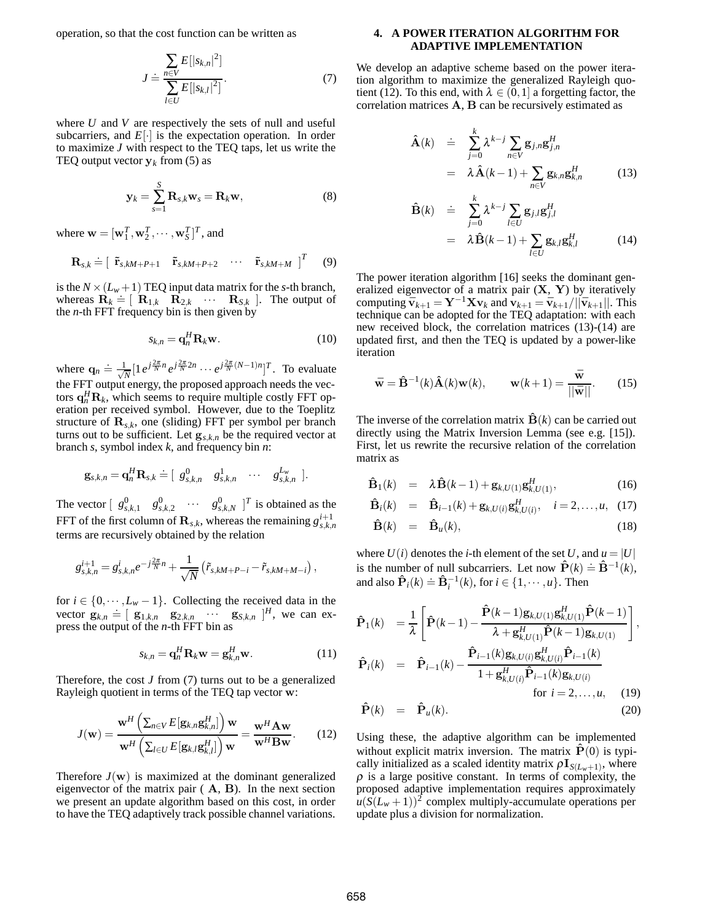operation, so that the cost function can be written as

$$J \doteq \frac{\sum_{n \in V} E[|s_{k,n}|^2]}{\sum_{l \in U} E[|s_{k,l}|^2]}. \tag{7}$$

where $U$ and $V$ are respectively the sets of null and useful subcarriers, and $E[\cdot]$ is the expectation operation. In order to maximize $J$ with respect to the TEQ taps, let us write the TEQ output vector $\mathbf{y}_k$ from (5) as

$$\mathbf{y}_k = \sum_{s=1}^{S} \mathbf{R}_{s,k}\mathbf{w}_s = \mathbf{R}_k \mathbf{w}, \tag{8}$$

where $\mathbf{w} = [\mathbf{w}_1^T, \mathbf{w}_2^T, \cdots, \mathbf{w}_S^T]^T$, and

$$\mathbf{R}_{s,k} \doteq [\ \tilde{\mathbf{r}}_{s,kM+P+1} \quad \tilde{\mathbf{r}}_{s,kM+P+2} \quad \cdots \quad \tilde{\mathbf{r}}_{s,kM+M}\ ]^T \tag{9}$$

is the $N \times (L_w + 1)$ TEQ input data matrix for the $s$-th branch, whereas $\mathbf{R}_k \doteq [\ \mathbf{R}_{1,k} \quad \mathbf{R}_{2,k} \quad \cdots \quad \mathbf{R}_{S,k}\ ]$. The output of the $n$-th FFT frequency bin is then given by

$$s_{k,n} = \mathbf{q}_n^H \mathbf{R}_k \mathbf{w}. \tag{10}$$

where $\mathbf{q}_n \doteq \frac{1}{\sqrt{N}}[1\, e^{j\frac{2\pi}{N}n}\, e^{j\frac{2\pi}{N}2n} \cdots e^{j\frac{2\pi}{N}(N-1)n}]^T$. To evaluate the FFT output energy, the proposed approach needs the vectors $\mathbf{q}_n^H \mathbf{R}_k$, which seems to require multiple costly FFT operation per received symbol. However, due to the Toeplitz structure of $\mathbf{R}_{s,k}$, one (sliding) FFT per symbol per branch turns out to be sufficient. Let $\mathbf{g}_{s,k,n}$ be the required vector at branch $s$, symbol index $k$, and frequency bin $n$:

$$\mathbf{g}_{s,k,n} = \mathbf{q}_n^H \mathbf{R}_{s,k} \doteq [\ g_{s,k,n}^0 \quad g_{s,k,n}^1 \quad \cdots \quad g_{s,k,n}^{L_w}\ ].$$

The vector $[\ g_{s,k,1}^0 \quad g_{s,k,2}^0 \quad \cdots \quad g_{s,k,N}^0\ ]^T$ is obtained as the FFT of the first column of $\mathbf{R}_{s,k}$, whereas the remaining $g_{s,k,n}^{i+1}$ terms are recursively obtained by the relation

$$g_{s,k,n}^{i+1} = g_{s,k,n}^i e^{-j\frac{2\pi}{N}n} + \frac{1}{\sqrt{N}}\left(\tilde{r}_{s,kM+P-i} - \tilde{r}_{s,kM+M-i}\right),$$

for $i \in \{0, \cdots, L_w - 1\}$. Collecting the received data in the vector $\mathbf{g}_{k,n} \doteq [\ \mathbf{g}_{1,k,n} \quad \mathbf{g}_{2,k,n} \quad \cdots \quad \mathbf{g}_{S,k,n}\ ]^H$, we can express the output of the $n$-th FFT bin as

$$s_{k,n} = \mathbf{q}_n^H \mathbf{R}_k \mathbf{w} = \mathbf{g}_{k,n}^H \mathbf{w}. \tag{11}$$

Therefore, the cost $J$ from (7) turns out to be a generalized Rayleigh quotient in terms of the TEQ tap vector $\mathbf{w}$:

$$J(\mathbf{w}) = \frac{\mathbf{w}^H \left(\sum_{n \in V} E[\mathbf{g}_{k,n}\mathbf{g}_{k,n}^H]\right)\mathbf{w}}{\mathbf{w}^H \left(\sum_{l \in U} E[\mathbf{g}_{k,l}\mathbf{g}_{k,l}^H]\right)\mathbf{w}} = \frac{\mathbf{w}^H \mathbf{A} \mathbf{w}}{\mathbf{w}^H \mathbf{B} \mathbf{w}}. \tag{12}$$

Therefore $J(\mathbf{w})$ is maximized at the dominant generalized eigenvector of the matrix pair ( $\mathbf{A}$, $\mathbf{B}$). In the next section we present an update algorithm based on this cost, in order to have the TEQ adaptively track possible channel variations.

## 4. A POWER ITERATION ALGORITHM FOR ADAPTIVE IMPLEMENTATION

We develop an adaptive scheme based on the power iteration algorithm to maximize the generalized Rayleigh quotient (12). To this end, with $\lambda \in (0, 1]$ a forgetting factor, the correlation matrices $\mathbf{A}$, $\mathbf{B}$ can be recursively estimated as

$$\begin{aligned}
\hat{\mathbf{A}}(k) &\doteq \sum_{j=0}^{k} \lambda^{k-j} \sum_{n \in V} \mathbf{g}_{j,n}\mathbf{g}_{j,n}^H \\
&= \lambda \hat{\mathbf{A}}(k-1) + \sum_{n \in V} \mathbf{g}_{k,n}\mathbf{g}_{k,n}^H \qquad (13)
\end{aligned}$$

$$\begin{aligned}
\hat{\mathbf{B}}(k) &\doteq \sum_{j=0}^{k} \lambda^{k-j} \sum_{l \in U} \mathbf{g}_{j,l}\mathbf{g}_{j,l}^H \\
&= \lambda \hat{\mathbf{B}}(k-1) + \sum_{l \in U} \mathbf{g}_{k,l}\mathbf{g}_{k,l}^H \qquad (14)
\end{aligned}$$

The power iteration algorithm [16] seeks the dominant generalized eigenvector of a matrix pair $(\mathbf{X}, \mathbf{Y})$ by iteratively computing $\bar{\mathbf{v}}_{k+1} = \mathbf{Y}^{-1}\mathbf{X}\mathbf{v}_k$ and $\mathbf{v}_{k+1} = \bar{\mathbf{v}}_{k+1}/||\bar{\mathbf{v}}_{k+1}||$. This technique can be adopted for the TEQ adaptation: with each new received block, the correlation matrices (13)-(14) are updated first, and then the TEQ is updated by a power-like iteration

$$\bar{\mathbf{w}} = \hat{\mathbf{B}}^{-1}(k)\hat{\mathbf{A}}(k)\mathbf{w}(k), \qquad \mathbf{w}(k+1) = \frac{\bar{\mathbf{w}}}{||\bar{\mathbf{w}}||}. \tag{15}$$

The inverse of the correlation matrix $\hat{\mathbf{B}}(k)$ can be carried out directly using the Matrix Inversion Lemma (see e.g. [15]). First, let us rewrite the recursive relation of the correlation matrix as

$$\hat{\mathbf{B}}_1(k) = \lambda \hat{\mathbf{B}}(k-1) + \mathbf{g}_{k,U(1)}\mathbf{g}_{k,U(1)}^H, \tag{16}$$

$$\hat{\mathbf{B}}_i(k) = \hat{\mathbf{B}}_{i-1}(k) + \mathbf{g}_{k,U(i)}\mathbf{g}_{k,U(i)}^H, \quad i = 2, \ldots, u, \tag{17}$$

$$\hat{\mathbf{B}}(k) = \hat{\mathbf{B}}_u(k), \tag{18}$$

where $U(i)$ denotes the $i$-th element of the set $U$, and $u = |U|$ is the number of null subcarriers. Let now $\hat{\mathbf{P}}(k) \doteq \hat{\mathbf{B}}^{-1}(k)$, and also $\hat{\mathbf{P}}_i(k) \doteq \hat{\mathbf{B}}_i^{-1}(k)$, for $i \in \{1, \cdots, u\}$. Then

$$\hat{\mathbf{P}}_1(k) = \frac{1}{\lambda}\left[\hat{\mathbf{P}}(k-1) - \frac{\hat{\mathbf{P}}(k-1)\mathbf{g}_{k,U(1)}\mathbf{g}_{k,U(1)}^H\hat{\mathbf{P}}(k-1)}{\lambda + \mathbf{g}_{k,U(1)}^H\hat{\mathbf{P}}(k-1)\mathbf{g}_{k,U(1)}}\right],$$

$$\hat{\mathbf{P}}_i(k) = \hat{\mathbf{P}}_{i-1}(k) - \frac{\hat{\mathbf{P}}_{i-1}(k)\mathbf{g}_{k,U(i)}\mathbf{g}_{k,U(i)}^H\hat{\mathbf{P}}_{i-1}(k)}{1 + \mathbf{g}_{k,U(i)}^H\hat{\mathbf{P}}_{i-1}(k)\mathbf{g}_{k,U(i)}} \quad \text{for } i = 2, \ldots, u, \tag{19}$$

$$\hat{\mathbf{P}}(k) = \hat{\mathbf{P}}_u(k). \tag{20}$$

Using these, the adaptive algorithm can be implemented without explicit matrix inversion. The matrix $\hat{\mathbf{P}}(0)$ is typically initialized as a scaled identity matrix $\rho \mathbf{I}_{S(L_w+1)}$, where $\rho$ is a large positive constant. In terms of complexity, the proposed adaptive implementation requires approximately $u(S(L_w+1))^2$ complex multiply-accumulate operations per update plus a division for normalization.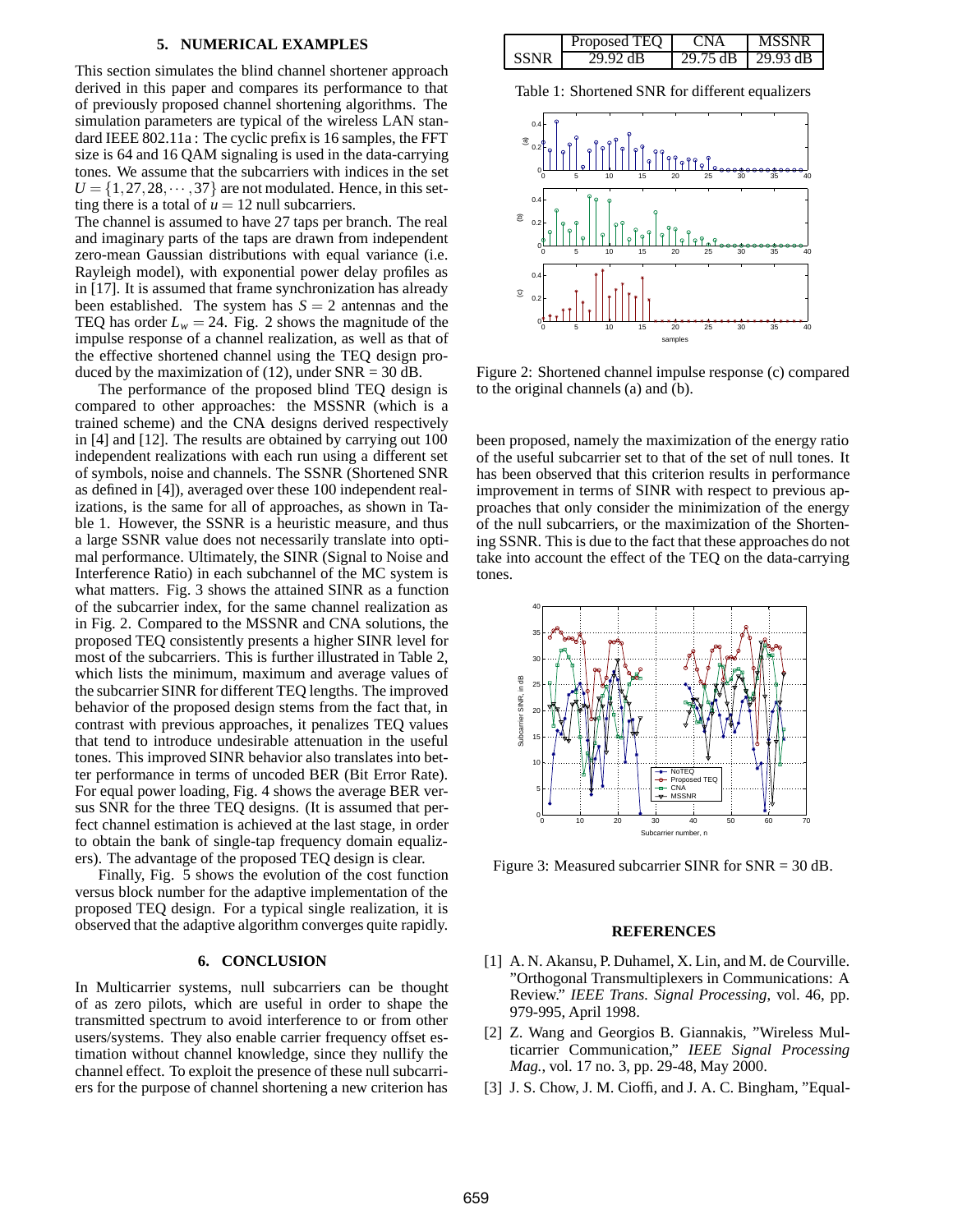## 5. NUMERICAL EXAMPLES

This section simulates the blind channel shortener approach derived in this paper and compares its performance to that of previously proposed channel shortening algorithms. The simulation parameters are typical of the wireless LAN standard IEEE 802.11a : The cyclic prefix is 16 samples, the FFT size is 64 and 16 QAM signaling is used in the data-carrying tones. We assume that the subcarriers with indices in the set $U = \{1, 27, 28, \cdots, 37\}$ are not modulated. Hence, in this setting there is a total of $u = 12$ null subcarriers.

The channel is assumed to have 27 taps per branch. The real and imaginary parts of the taps are drawn from independent zero-mean Gaussian distributions with equal variance (i.e. Rayleigh model), with exponential power delay profiles as in [17]. It is assumed that frame synchronization has already been established. The system has $S = 2$ antennas and the TEQ has order $L_w = 24$. Fig. 2 shows the magnitude of the impulse response of a channel realization, as well as that of the effective shortened channel using the TEQ design produced by the maximization of (12), under SNR = 30 dB.

The performance of the proposed blind TEQ design is compared to other approaches: the MSSNR (which is a trained scheme) and the CNA designs derived respectively in [4] and [12]. The results are obtained by carrying out 100 independent realizations with each run using a different set of symbols, noise and channels. The SSNR (Shortened SNR as defined in [4]), averaged over these 100 independent realizations, is the same for all of approaches, as shown in Table 1. However, the SSNR is a heuristic measure, and thus a large SSNR value does not necessarily translate into optimal performance. Ultimately, the SINR (Signal to Noise and Interference Ratio) in each subchannel of the MC system is what matters. Fig. 3 shows the attained SINR as a function of the subcarrier index, for the same channel realization as in Fig. 2. Compared to the MSSNR and CNA solutions, the proposed TEQ consistently presents a higher SINR level for most of the subcarriers. This is further illustrated in Table 2, which lists the minimum, maximum and average values of the subcarrier SINR for different TEQ lengths. The improved behavior of the proposed design stems from the fact that, in contrast with previous approaches, it penalizes TEQ values that tend to introduce undesirable attenuation in the useful tones. This improved SINR behavior also translates into better performance in terms of uncoded BER (Bit Error Rate). For equal power loading, Fig. 4 shows the average BER versus SNR for the three TEQ designs. (It is assumed that perfect channel estimation is achieved at the last stage, in order to obtain the bank of single-tap frequency domain equalizers). The advantage of the proposed TEQ design is clear.

Finally, Fig. 5 shows the evolution of the cost function versus block number for the adaptive implementation of the proposed TEQ design. For a typical single realization, it is observed that the adaptive algorithm converges quite rapidly.

## 6. CONCLUSION

In Multicarrier systems, null subcarriers can be thought of as zero pilots, which are useful in order to shape the transmitted spectrum to avoid interference to or from other users/systems. They also enable carrier frequency offset estimation without channel knowledge, since they nullify the channel effect. To exploit the presence of these null subcarriers for the purpose of channel shortening a new criterion has been proposed, namely the maximization of the energy ratio of the useful subcarrier set to that of the set of null tones. It has been observed that this criterion results in performance improvement in terms of SINR with respect to previous approaches that only consider the minimization of the energy of the null subcarriers, or the maximization of the Shortening SSNR. This is due to the fact that these approaches do not take into account the effect of the TEQ on the data-carrying tones.

| | Proposed TEQ | CNA | MSSNR |
|---|---|---|---|
| SSNR | 29.92 dB | 29.75 dB | 29.93 dB |

Table 1: Shortened SNR for different equalizers

Figure 2: Shortened channel impulse response (c) compared to the original channels (a) and (b).

Figure 3: Measured subcarrier SINR for SNR = 30 dB.

## REFERENCES

[1] A. N. Akansu, P. Duhamel, X. Lin, and M. de Courville. "Orthogonal Transmultiplexers in Communications: A Review." *IEEE Trans. Signal Processing*, vol. 46, pp. 979-995, April 1998.

[2] Z. Wang and Georgios B. Giannakis, "Wireless Multicarrier Communication," *IEEE Signal Processing Mag.*, vol. 17 no. 3, pp. 29-48, May 2000.

[3] J. S. Chow, J. M. Cioffi, and J. A. C. Bingham, "Equal-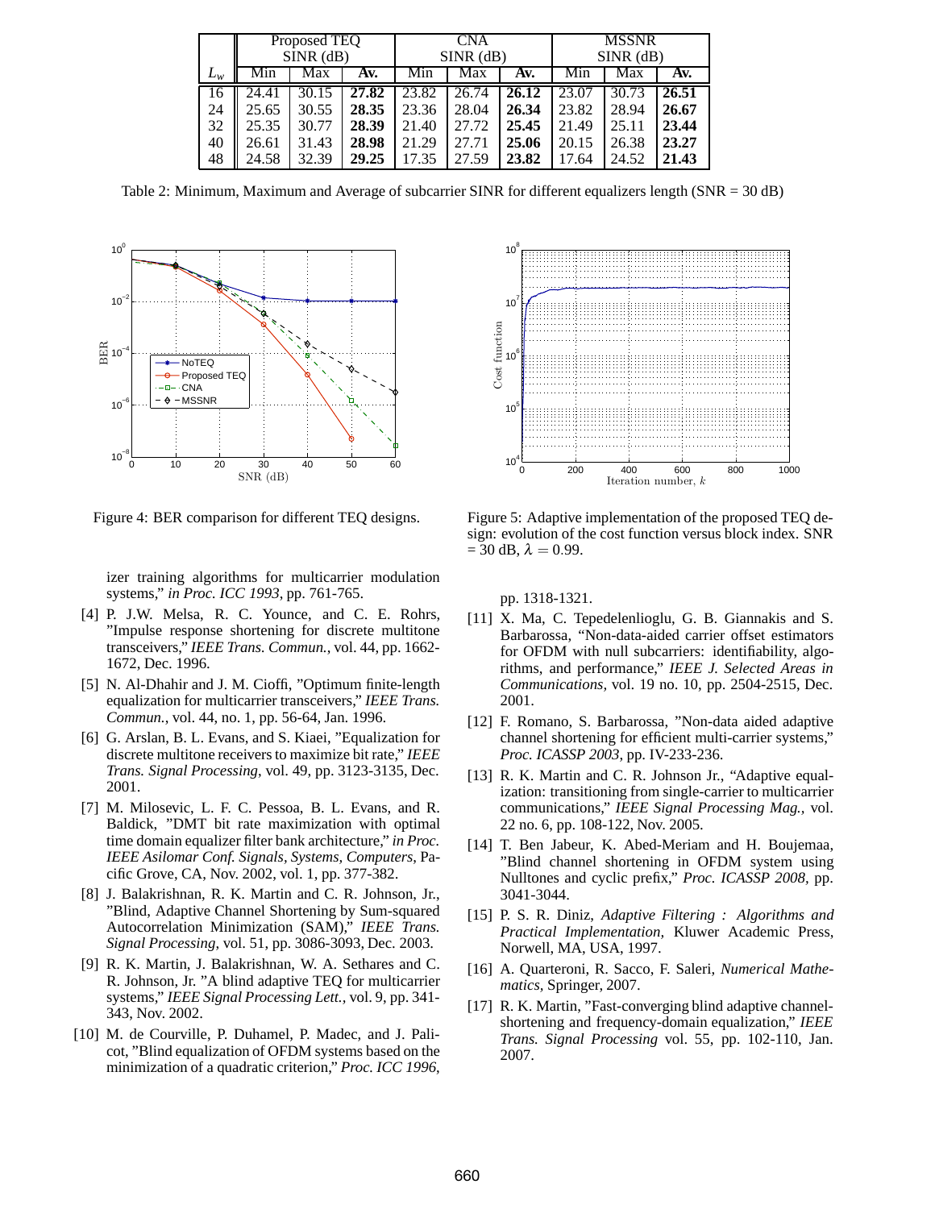| $L_w$ | Proposed TEQ SINR (dB) | | | CNA SINR (dB) | | | MSSNR SINR (dB) | | |
|---|---|---|---|---|---|---|---|---|---|
| | Min | Max | Av. | Min | Max | Av. | Min | Max | Av. |
| 16 | 24.41 | 30.15 | **27.82** | 23.82 | 26.74 | **26.12** | 23.07 | 30.73 | **26.51** |
| 24 | 25.65 | 30.55 | **28.35** | 23.36 | 28.04 | **26.34** | 23.82 | 28.94 | **26.67** |
| 32 | 25.35 | 30.77 | **28.39** | 21.40 | 27.72 | **25.45** | 21.49 | 25.11 | **23.44** |
| 40 | 26.61 | 31.43 | **28.98** | 21.29 | 27.71 | **25.06** | 20.15 | 26.38 | **23.27** |
| 48 | 24.58 | 32.39 | **29.25** | 17.35 | 27.59 | **23.82** | 17.64 | 24.52 | **21.43** |

Table 2: Minimum, Maximum and Average of subcarrier SINR for different equalizers length (SNR = 30 dB)

BER

$10^0$

$10^{-2}$

$10^{-4}$

$10^{-6}$

$10^{-8}$

0 10 20 30 40 50 60

SNR (dB)

NoTEQ

Proposed TEQ

CNA

MSSNR

Figure 4: BER comparison for different TEQ designs.

Cost function

$10^8$

$10^7$

$10^6$

$10^5$

$10^4$

0 200 400 600 800 1000

Iteration number, $k$

Figure 5: Adaptive implementation of the proposed TEQ design: evolution of the cost function versus block index. SNR = 30 dB, $\lambda = 0.99$.

izer training algorithms for multicarrier modulation systems," *in Proc. ICC 1993*, pp. 761-765.

[4] P. J.W. Melsa, R. C. Younce, and C. E. Rohrs, "Impulse response shortening for discrete multitone transceivers," *IEEE Trans. Commun.*, vol. 44, pp. 1662-1672, Dec. 1996.

[5] N. Al-Dhahir and J. M. Cioffi, "Optimum finite-length equalization for multicarrier transceivers," *IEEE Trans. Commun.*, vol. 44, no. 1, pp. 56-64, Jan. 1996.

[6] G. Arslan, B. L. Evans, and S. Kiaei, "Equalization for discrete multitone receivers to maximize bit rate," *IEEE Trans. Signal Processing*, vol. 49, pp. 3123-3135, Dec. 2001.

[7] M. Milosevic, L. F. C. Pessoa, B. L. Evans, and R. Baldick, "DMT bit rate maximization with optimal time domain equalizer filter bank architecture," *in Proc. IEEE Asilomar Conf. Signals, Systems, Computers*, Pacific Grove, CA, Nov. 2002, vol. 1, pp. 377-382.

[8] J. Balakrishnan, R. K. Martin and C. R. Johnson, Jr., "Blind, Adaptive Channel Shortening by Sum-squared Autocorrelation Minimization (SAM)," *IEEE Trans. Signal Processing*, vol. 51, pp. 3086-3093, Dec. 2003.

[9] R. K. Martin, J. Balakrishnan, W. A. Sethares and C. R. Johnson, Jr. "A blind adaptive TEQ for multicarrier systems," *IEEE Signal Processing Lett.*, vol. 9, pp. 341-343, Nov. 2002.

[10] M. de Courville, P. Duhamel, P. Madec, and J. Palicot, "Blind equalization of OFDM systems based on the minimization of a quadratic criterion," *Proc. ICC 1996*, pp. 1318-1321.

[11] X. Ma, C. Tepedelenlioglu, G. B. Giannakis and S. Barbarossa, "Non-data-aided carrier offset estimators for OFDM with null subcarriers: identifiability, algorithms, and performance," *IEEE J. Selected Areas in Communications*, vol. 19 no. 10, pp. 2504-2515, Dec. 2001.

[12] F. Romano, S. Barbarossa, "Non-data aided adaptive channel shortening for efficient multi-carrier systems," *Proc. ICASSP 2003*, pp. IV-233-236.

[13] R. K. Martin and C. R. Johnson Jr., "Adaptive equalization: transitioning from single-carrier to multicarrier communications," *IEEE Signal Processing Mag.*, vol. 22 no. 6, pp. 108-122, Nov. 2005.

[14] T. Ben Jabeur, K. Abed-Meriam and H. Boujemaa, "Blind channel shortening in OFDM system using Nulltones and cyclic prefix," *Proc. ICASSP 2008*, pp. 3041-3044.

[15] P. S. R. Diniz, *Adaptive Filtering : Algorithms and Practical Implementation*, Kluwer Academic Press, Norwell, MA, USA, 1997.

[16] A. Quarteroni, R. Sacco, F. Saleri, *Numerical Mathematics*, Springer, 2007.

[17] R. K. Martin, "Fast-converging blind adaptive channel-shortening and frequency-domain equalization," *IEEE Trans. Signal Processing* vol. 55, pp. 102-110, Jan. 2007.